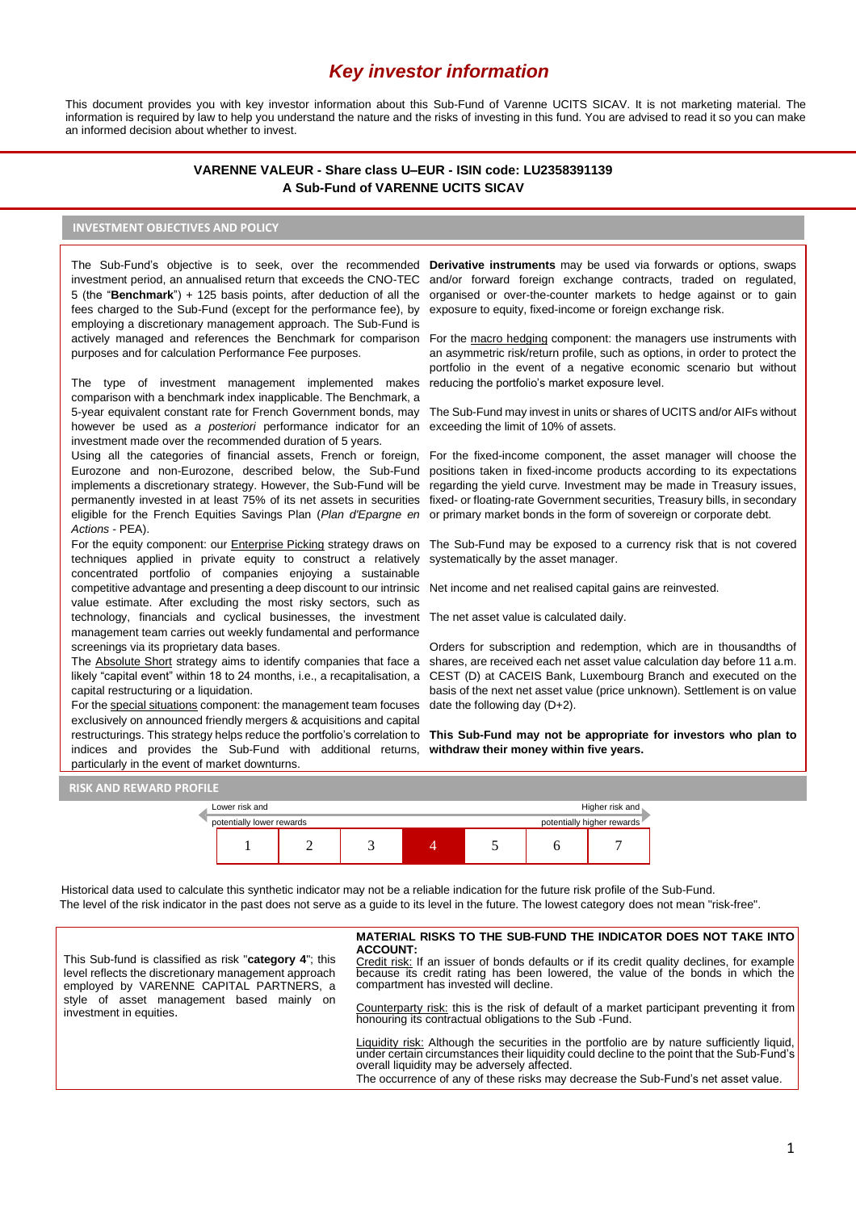# *Key investor information*

This document provides you with key investor information about this Sub-Fund of Varenne UCITS SICAV. It is not marketing material. The information is required by law to help you understand the nature and the risks of investing in this fund. You are advised to read it so you can make an informed decision about whether to invest.

**VARENNE VALEUR - Share class U–EUR - ISIN code: LU2358391139**
**A Sub-Fund of VARENNE UCITS SICAV**

## INVESTMENT OBJECTIVES AND POLICY

The Sub-Fund's objective is to seek, over the recommended investment period, an annualised return that exceeds the CNO-TEC 5 (the "**Benchmark**") + 125 basis points, after deduction of all the fees charged to the Sub-Fund (except for the performance fee), by employing a discretionary management approach. The Sub-Fund is actively managed and references the Benchmark for comparison purposes and for calculation Performance Fee purposes.

The type of investment management implemented makes comparison with a benchmark index inapplicable. The Benchmark, a 5-year equivalent constant rate for French Government bonds, may however be used as *a posteriori* performance indicator for an investment made over the recommended duration of 5 years.

Using all the categories of financial assets, French or foreign, Eurozone and non-Eurozone, described below, the Sub-Fund implements a discretionary strategy. However, the Sub-Fund will be permanently invested in at least 75% of its net assets in securities eligible for the French Equities Savings Plan (*Plan d'Epargne en Actions* - PEA).

For the equity component: our Enterprise Picking strategy draws on techniques applied in private equity to construct a relatively concentrated portfolio of companies enjoying a sustainable competitive advantage and presenting a deep discount to our intrinsic value estimate. After excluding the most risky sectors, such as technology, financials and cyclical businesses, the investment management team carries out weekly fundamental and performance screenings via its proprietary data bases.

The Absolute Short strategy aims to identify companies that face a likely "capital event" within 18 to 24 months, i.e., a recapitalisation, a capital restructuring or a liquidation.

For the special situations component: the management team focuses exclusively on announced friendly mergers & acquisitions and capital restructurings. This strategy helps reduce the portfolio's correlation to indices and provides the Sub-Fund with additional returns, particularly in the event of market downturns.

**Derivative instruments** may be used via forwards or options, swaps and/or forward foreign exchange contracts, traded on regulated, organised or over-the-counter markets to hedge against or to gain exposure to equity, fixed-income or foreign exchange risk.

For the macro hedging component: the managers use instruments with an asymmetric risk/return profile, such as options, in order to protect the portfolio in the event of a negative economic scenario but without reducing the portfolio's market exposure level.

The Sub-Fund may invest in units or shares of UCITS and/or AIFs without exceeding the limit of 10% of assets.

For the fixed-income component, the asset manager will choose the positions taken in fixed-income products according to its expectations regarding the yield curve. Investment may be made in Treasury issues, fixed- or floating-rate Government securities, Treasury bills, in secondary or primary market bonds in the form of sovereign or corporate debt.

The Sub-Fund may be exposed to a currency risk that is not covered systematically by the asset manager.

Net income and net realised capital gains are reinvested.

The net asset value is calculated daily.

Orders for subscription and redemption, which are in thousandths of shares, are received each net asset value calculation day before 11 a.m. CEST (D) at CACEIS Bank, Luxembourg Branch and executed on the basis of the next net asset value (price unknown). Settlement is on value date the following day (D+2).

**This Sub-Fund may not be appropriate for investors who plan to withdraw their money within five years.**

## RISK AND REWARD PROFILE

| Lower risk and potentially lower rewards | | | | | | Higher risk and potentially higher rewards |
|---|---|---|---|---|---|---|
| 1 | 2 | 3 | **4** | 5 | 6 | 7 |

Historical data used to calculate this synthetic indicator may not be a reliable indication for the future risk profile of the Sub-Fund.
The level of the risk indicator in the past does not serve as a guide to its level in the future. The lowest category does not mean "risk-free".

This Sub-fund is classified as risk "**category 4**"; this level reflects the discretionary management approach employed by VARENNE CAPITAL PARTNERS, a style of asset management based mainly on investment in equities.

**MATERIAL RISKS TO THE SUB-FUND THE INDICATOR DOES NOT TAKE INTO ACCOUNT:**

Credit risk: If an issuer of bonds defaults or if its credit quality declines, for example because its credit rating has been lowered, the value of the bonds in which the compartment has invested will decline.

Counterparty risk: this is the risk of default of a market participant preventing it from honouring its contractual obligations to the Sub -Fund.

Liquidity risk: Although the securities in the portfolio are by nature sufficiently liquid, under certain circumstances their liquidity could decline to the point that the Sub-Fund's overall liquidity may be adversely affected.
The occurrence of any of these risks may decrease the Sub-Fund's net asset value.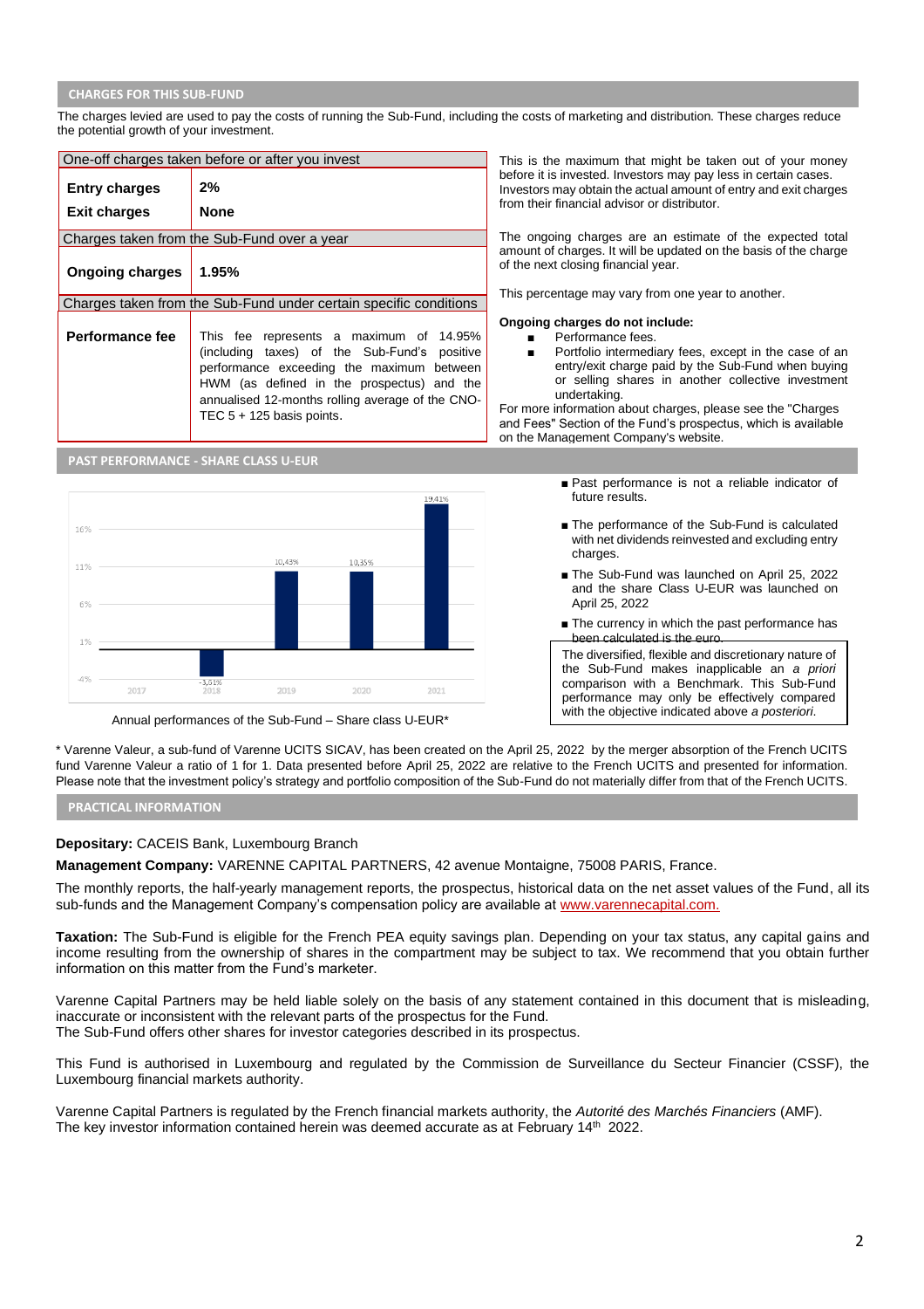## CHARGES FOR THIS SUB-FUND

The charges levied are used to pay the costs of running the Sub-Fund, including the costs of marketing and distribution. These charges reduce the potential growth of your investment.

| One-off charges taken before or after you invest | |
|---|---|
| **Entry charges** | **2%** |
| **Exit charges** | **None** |
| Charges taken from the Sub-Fund over a year | |
| **Ongoing charges** | **1.95%** |
| Charges taken from the Sub-Fund under certain specific conditions | |
| **Performance fee** | This fee represents a maximum of 14.95% (including taxes) of the Sub-Fund's positive performance exceeding the maximum between HWM (as defined in the prospectus) and the annualised 12-months rolling average of the CNO-TEC 5 + 125 basis points. |

This is the maximum that might be taken out of your money before it is invested. Investors may pay less in certain cases. Investors may obtain the actual amount of entry and exit charges from their financial advisor or distributor.

The ongoing charges are an estimate of the expected total amount of charges. It will be updated on the basis of the charge of the next closing financial year.

This percentage may vary from one year to another.

**Ongoing charges do not include:**

- Performance fees.
- Portfolio intermediary fees, except in the case of an entry/exit charge paid by the Sub-Fund when buying or selling shares in another collective investment undertaking.

For more information about charges, please see the "Charges and Fees" Section of the Fund's prospectus, which is available on the Management Company's website.

## PAST PERFORMANCE - SHARE CLASS U-EUR

16%
11%
6%
1%
-4%
2017
-3,61%
2018
10,43%
2019
10,35%
2020
19,41%
2021

Annual performances of the Sub-Fund – Share class U-EUR*

- Past performance is not a reliable indicator of future results.
- The performance of the Sub-Fund is calculated with net dividends reinvested and excluding entry charges.
- The Sub-Fund was launched on April 25, 2022 and the share Class U-EUR was launched on April 25, 2022
- The currency in which the past performance has been calculated is the euro.

The diversified, flexible and discretionary nature of the Sub-Fund makes inapplicable an *a priori* comparison with a Benchmark. This Sub-Fund performance may only be effectively compared with the objective indicated above *a posteriori*.

\* Varenne Valeur, a sub-fund of Varenne UCITS SICAV, has been created on the April 25, 2022 by the merger absorption of the French UCITS fund Varenne Valeur a ratio of 1 for 1. Data presented before April 25, 2022 are relative to the French UCITS and presented for information. Please note that the investment policy's strategy and portfolio composition of the Sub-Fund do not materially differ from that of the French UCITS.

## PRACTICAL INFORMATION

**Depositary:** CACEIS Bank, Luxembourg Branch

**Management Company:** VARENNE CAPITAL PARTNERS, 42 avenue Montaigne, 75008 PARIS, France.

The monthly reports, the half-yearly management reports, the prospectus, historical data on the net asset values of the Fund, all its sub-funds and the Management Company's compensation policy are available at www.varennecapital.com.

**Taxation:** The Sub-Fund is eligible for the French PEA equity savings plan. Depending on your tax status, any capital gains and income resulting from the ownership of shares in the compartment may be subject to tax. We recommend that you obtain further information on this matter from the Fund's marketer.

Varenne Capital Partners may be held liable solely on the basis of any statement contained in this document that is misleading, inaccurate or inconsistent with the relevant parts of the prospectus for the Fund.
The Sub-Fund offers other shares for investor categories described in its prospectus.

This Fund is authorised in Luxembourg and regulated by the Commission de Surveillance du Secteur Financier (CSSF), the Luxembourg financial markets authority.

Varenne Capital Partners is regulated by the French financial markets authority, the *Autorité des Marchés Financiers* (AMF).
The key investor information contained herein was deemed accurate as at February 14th 2022.